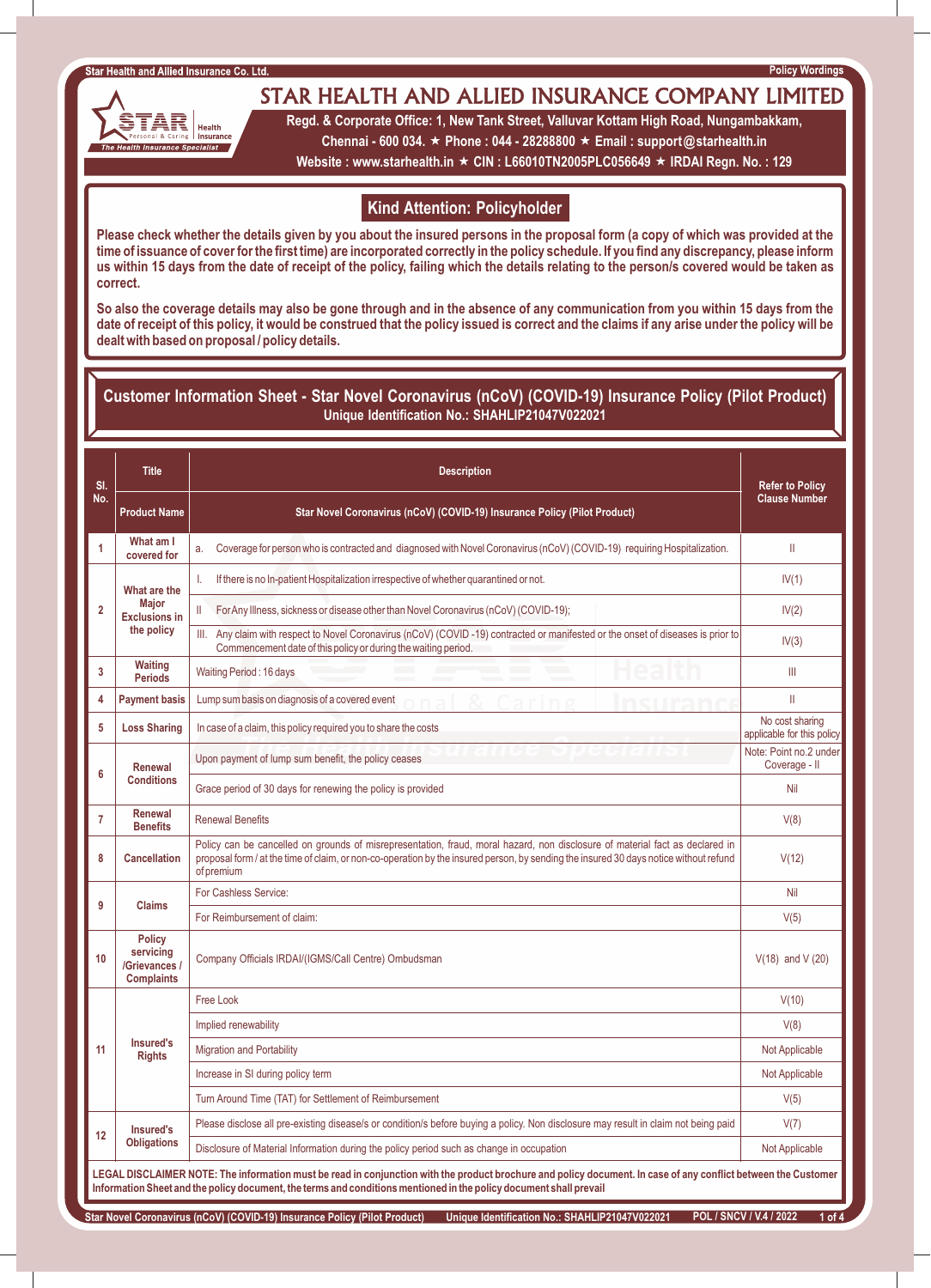# STAR HEALTH AND ALLIED INSURANCE COMPANY LIMITED

**Regd. & Corporate Office: 1, New Tank Street, Valluvar Kottam High Road, Nungambakkam, Chennai - 600 034. ★ Phone : 044 - 28288800 ★ Email : support@starhealth.in**
**Website : www.starhealth.in ★ CIN : L66010TN2005PLC056649 ★ IRDAI Regn. No. : 129**

## Kind Attention: Policyholder

**Please check whether the details given by you about the insured persons in the proposal form (a copy of which was provided at the time of issuance of cover for the first time) are incorporated correctly in the policy schedule. If you find any discrepancy, please inform us within 15 days from the date of receipt of the policy, failing which the details relating to the person/s covered would be taken as correct.**

**So also the coverage details may also be gone through and in the absence of any communication from you within 15 days from the date of receipt of this policy, it would be construed that the policy issued is correct and the claims if any arise under the policy will be dealt with based on proposal / policy details.**

## Customer Information Sheet - Star Novel Coronavirus (nCoV) (COVID-19) Insurance Policy (Pilot Product)

**Unique Identification No.: SHAHLIP21047V022021**

| Sl. No. | Title | Description | Refer to Policy Clause Number |
|---|---|---|---|
| | Product Name | Star Novel Coronavirus (nCoV) (COVID-19) Insurance Policy (Pilot Product) | |
| 1 | What am I covered for | a. Coverage for person who is contracted and diagnosed with Novel Coronavirus (nCoV) (COVID-19) requiring Hospitalization. | II |
| 2 | What are the Major Exclusions in the policy | I. If there is no In-patient Hospitalization irrespective of whether quarantined or not. | IV(1) |
| | | II For Any Illness, sickness or disease other than Novel Coronavirus (nCoV) (COVID-19); | IV(2) |
| | | III. Any claim with respect to Novel Coronavirus (nCoV) (COVID -19) contracted or manifested or the onset of diseases is prior to Commencement date of this policy or during the waiting period. | IV(3) |
| 3 | Waiting Periods | Waiting Period : 16 days | III |
| 4 | Payment basis | Lump sum basis on diagnosis of a covered event | II |
| 5 | Loss Sharing | In case of a claim, this policy required you to share the costs | No cost sharing applicable for this policy |
| 6 | Renewal Conditions | Upon payment of lump sum benefit, the policy ceases | Note: Point no.2 under Coverage - II |
| | | Grace period of 30 days for renewing the policy is provided | Nil |
| 7 | Renewal Benefits | Renewal Benefits | V(8) |
| 8 | Cancellation | Policy can be cancelled on grounds of misrepresentation, fraud, moral hazard, non disclosure of material fact as declared in proposal form / at the time of claim, or non-co-operation by the insured person, by sending the insured 30 days notice without refund of premium | V(12) |
| 9 | Claims | For Cashless Service: | Nil |
| | | For Reimbursement of claim: | V(5) |
| 10 | Policy servicing /Grievances / Complaints | Company Officials IRDAI/(IGMS/Call Centre) Ombudsman | V(18) and V (20) |
| 11 | Insured's Rights | Free Look | V(10) |
| | | Implied renewability | V(8) |
| | | Migration and Portability | Not Applicable |
| | | Increase in SI during policy term | Not Applicable |
| | | Turn Around Time (TAT) for Settlement of Reimbursement | V(5) |
| 12 | Insured's Obligations | Please disclose all pre-existing disease/s or condition/s before buying a policy. Non disclosure may result in claim not being paid | V(7) |
| | | Disclosure of Material Information during the policy period such as change in occupation | Not Applicable |

**LEGAL DISCLAIMER NOTE: The information must be read in conjunction with the product brochure and policy document. In case of any conflict between the Customer Information Sheet and the policy document, the terms and conditions mentioned in the policy document shall prevail**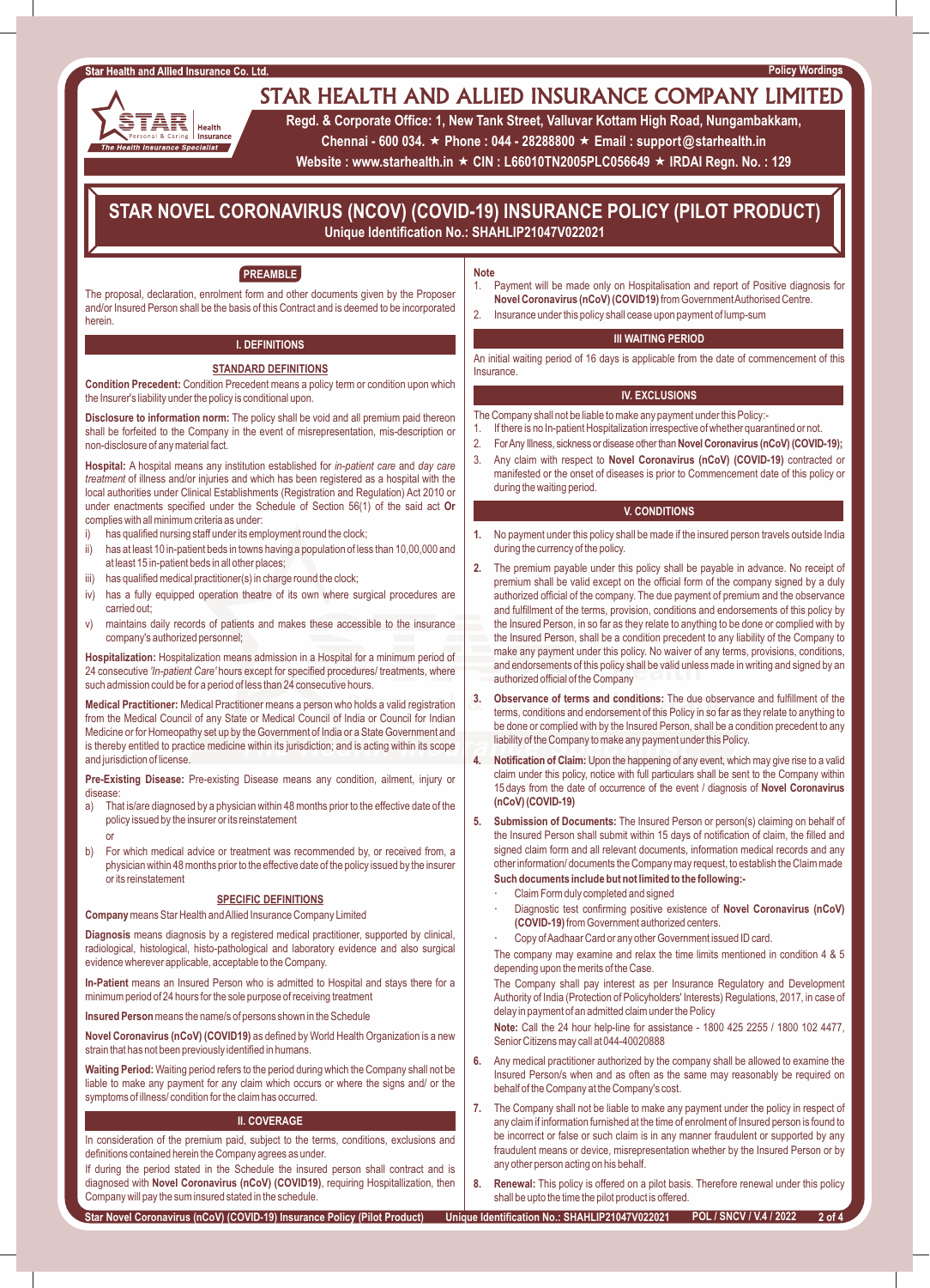# STAR HEALTH AND ALLIED INSURANCE COMPANY LIMITED

**Regd. & Corporate Office: 1, New Tank Street, Valluvar Kottam High Road, Nungambakkam, Chennai - 600 034. ★ Phone : 044 - 28288800 ★ Email : support@starhealth.in**
**Website : www.starhealth.in ★ CIN : L66010TN2005PLC056649 ★ IRDAI Regn. No. : 129**

## STAR NOVEL CORONAVIRUS (NCOV) (COVID-19) INSURANCE POLICY (PILOT PRODUCT)

**Unique Identification No.: SHAHLIP21047V022021**

### PREAMBLE

The proposal, declaration, enrolment form and other documents given by the Proposer and/or Insured Person shall be the basis of this Contract and is deemed to be incorporated herein.

### I. DEFINITIONS

#### STANDARD DEFINITIONS

**Condition Precedent:** Condition Precedent means a policy term or condition upon which the Insurer's liability under the policy is conditional upon.

**Disclosure to information norm:** The policy shall be void and all premium paid thereon shall be forfeited to the Company in the event of misrepresentation, mis-description or non-disclosure of any material fact.

**Hospital:** A hospital means any institution established for *in-patient care* and *day care treatment* of illness and/or injuries and which has been registered as a hospital with the local authorities under Clinical Establishments (Registration and Regulation) Act 2010 or under enactments specified under the Schedule of Section 56(1) of the said act **Or** complies with all minimum criteria as under:

i) has qualified nursing staff under its employment round the clock;
ii) has at least 10 in-patient beds in towns having a population of less than 10,00,000 and at least 15 in-patient beds in all other places;
iii) has qualified medical practitioner(s) in charge round the clock;
iv) has a fully equipped operation theatre of its own where surgical procedures are carried out;
v) maintains daily records of patients and makes these accessible to the insurance company's authorized personnel;

**Hospitalization:** Hospitalization means admission in a Hospital for a minimum period of 24 consecutive *'In-patient Care'* hours except for specified procedures/ treatments, where such admission could be for a period of less than 24 consecutive hours.

**Medical Practitioner:** Medical Practitioner means a person who holds a valid registration from the Medical Council of any State or Medical Council of India or Council for Indian Medicine or for Homeopathy set up by the Government of India or a State Government and is thereby entitled to practice medicine within its jurisdiction; and is acting within its scope and jurisdiction of license.

**Pre-Existing Disease:** Pre-existing Disease means any condition, ailment, injury or disease:

a) That is/are diagnosed by a physician within 48 months prior to the effective date of the policy issued by the insurer or its reinstatement

or

b) For which medical advice or treatment was recommended by, or received from, a physician within 48 months prior to the effective date of the policy issued by the insurer or its reinstatement

#### SPECIFIC DEFINITIONS

**Company** means Star Health and Allied Insurance Company Limited

**Diagnosis** means diagnosis by a registered medical practitioner, supported by clinical, radiological, histological, histo-pathological and laboratory evidence and also surgical evidence wherever applicable, acceptable to the Company.

**In-Patient** means an Insured Person who is admitted to Hospital and stays there for a minimum period of 24 hours for the sole purpose of receiving treatment

**Insured Person** means the name/s of persons shown in the Schedule

**Novel Coronavirus (nCoV) (COVID19)** as defined by World Health Organization is a new strain that has not been previously identified in humans.

**Waiting Period:** Waiting period refers to the period during which the Company shall not be liable to make any payment for any claim which occurs or where the signs and/ or the symptoms of illness/ condition for the claim has occurred.

### II. COVERAGE

In consideration of the premium paid, subject to the terms, conditions, exclusions and definitions contained herein the Company agrees as under.

If during the period stated in the Schedule the insured person shall contract and is diagnosed with **Novel Coronavirus (nCoV) (COVID19)**, requiring Hospitalization, then Company will pay the sum insured stated in the schedule.

**Note**

1. Payment will be made only on Hospitalisation and report of Positive diagnosis for **Novel Coronavirus (nCoV) (COVID19)** from Government Authorised Centre.
2. Insurance under this policy shall cease upon payment of lump-sum

### III WAITING PERIOD

An initial waiting period of 16 days is applicable from the date of commencement of this Insurance.

### IV. EXCLUSIONS

The Company shall not be liable to make any payment under this Policy:-

1. If there is no In-patient Hospitalization irrespective of whether quarantined or not.
2. For Any Illness, sickness or disease other than **Novel Coronavirus (nCoV) (COVID-19);**
3. Any claim with respect to **Novel Coronavirus (nCoV) (COVID-19)** contracted or manifested or the onset of diseases is prior to Commencement date of this policy or during the waiting period.

### V. CONDITIONS

1. No payment under this policy shall be made if the insured person travels outside India during the currency of the policy.
2. The premium payable under this policy shall be payable in advance. No receipt of premium shall be valid except on the official form of the company signed by a duly authorized official of the company. The due payment of premium and the observance and fulfillment of the terms, provision, conditions and endorsements of this policy by the Insured Person, in so far as they relate to anything to be done or complied with by the Insured Person, shall be a condition precedent to any liability of the Company to make any payment under this policy. No waiver of any terms, provisions, conditions, and endorsements of this policy shall be valid unless made in writing and signed by an authorized official of the Company
3. **Observance of terms and conditions:** The due observance and fulfillment of the terms, conditions and endorsement of this Policy in so far as they relate to anything to be done or complied with by the Insured Person, shall be a condition precedent to any liability of the Company to make any payment under this Policy.
4. **Notification of Claim:** Upon the happening of any event, which may give rise to a valid claim under this policy, notice with full particulars shall be sent to the Company within 15 days from the date of occurrence of the event / diagnosis of **Novel Coronavirus (nCoV) (COVID-19)**
5. **Submission of Documents:** The Insured Person or person(s) claiming on behalf of the Insured Person shall submit within 15 days of notification of claim, the filled and signed claim form and all relevant documents, relevant medical records and any other information/ documents the Company may request, to establish the Claim made

   **Such documents include but not limited to the following:-**

   - Claim Form duly completed and signed
   - Diagnostic test confirming positive existence of **Novel Coronavirus (nCoV) (COVID-19)** from Government authorized centers.
   - Copy of Aadhaar Card or any other Government issued ID card.

   The company may examine and relax the time limits mentioned in condition 4 & 5 depending upon the merits of the Case.

   The Company shall pay interest as per Insurance Regulatory and Development Authority of India (Protection of Policyholders' Interests) Regulations, 2017, in case of delay in payment of an admitted claim under the Policy

   **Note:** Call the 24 hour help-line for assistance - 1800 425 2255 / 1800 102 4477, Senior Citizens may call at 044-40020888
6. Any medical practitioner authorized by the company shall be allowed to examine the Insured Person/s when and as often as the same may reasonably be required on behalf of the Company at the Company's cost.
7. The Company shall not be liable to make any payment under the policy in respect of any claim if information furnished at the time of enrolment of Insured person is found to be incorrect or false or such claim is in any manner fraudulent or supported by any fraudulent means or device, misrepresentation whether by the Insured Person or by any other person acting on his behalf.
8. **Renewal:** This policy is offered on a pilot basis. Therefore renewal under this policy shall be upto the time the pilot product is offered.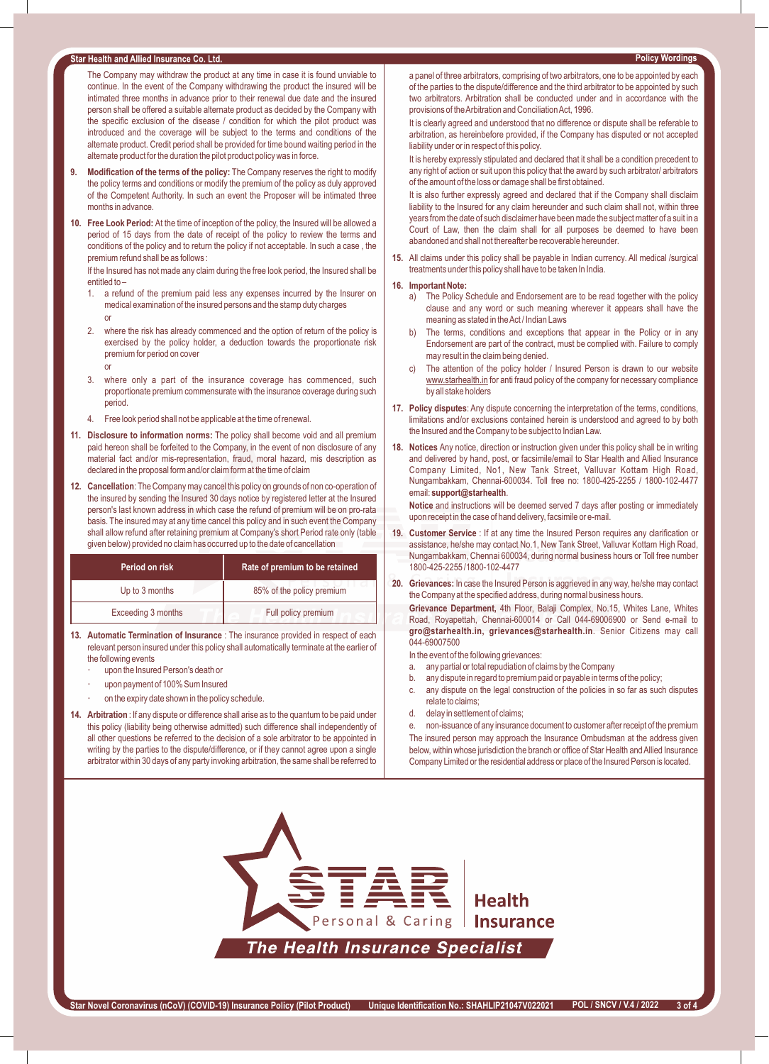The Company may withdraw the product at any time in case it is found unviable to continue. In the event of the Company withdrawing the product the insured will be intimated three months in advance prior to their renewal due date and the insured person shall be offered a suitable alternate product as decided by the Company with the specific exclusion of the disease / condition for which the pilot product was introduced and the coverage will be subject to the terms and conditions of the alternate product. Credit period shall be provided for time bound waiting period in the alternate product for the duration the pilot product policy was in force.

9. **Modification of the terms of the policy:** The Company reserves the right to modify the policy terms and conditions or modify the premium of the policy as duly approved of the Competent Authority. In such an event the Proposer will be intimated three months in advance.

10. **Free Look Period:** At the time of inception of the policy, the Insured will be allowed a period of 15 days from the date of receipt of the policy to review the terms and conditions of the policy and to return the policy if not acceptable. In such a case , the premium refund shall be as follows :

    If the Insured has not made any claim during the free look period, the Insured shall be entitled to –

    1. a refund of the premium paid less any expenses incurred by the Insurer on medical examination of the insured persons and the stamp duty charges

       or

    2. where the risk has already commenced and the option of return of the policy is exercised by the policy holder, a deduction towards the proportionate risk premium for period on cover

       or

    3. where only a part of the insurance coverage has commenced, such proportionate premium commensurate with the insurance coverage during such period.

    4. Free look period shall not be applicable at the time of renewal.

11. **Disclosure to information norms:** The policy shall become void and all premium paid hereon shall be forfeited to the Company, in the event of non disclosure of any material fact and/or mis-representation, fraud, moral hazard, mis description as declared in the proposal form and/or claim form at the time of claim

12. **Cancellation**: The Company may cancel this policy on grounds of non co-operation of the insured by sending the Insured 30 days notice by registered letter at the Insured person's last known address in which case the refund of premium will be on pro-rata basis. The insured may at any time cancel this policy and in such event the Company shall allow refund after retaining premium at Company's short Period rate only (table given below) provided no claim has occurred up to the date of cancellation

| Period on risk | Rate of premium to be retained |
|---|---|
| Up to 3 months | 85% of the policy premium |
| Exceeding 3 months | Full policy premium |

13. **Automatic Termination of Insurance** : The insurance provided in respect of each relevant person insured under this policy shall automatically terminate at the earlier of the following events

    - upon the Insured Person's death or
    - upon payment of 100% Sum Insured
    - on the expiry date shown in the policy schedule.

14. **Arbitration** : If any dispute or difference shall arise as to the quantum to be paid under this policy (liability being otherwise admitted) such difference shall independently of all other questions be referred to the decision of a sole arbitrator to be appointed in writing by the parties to the dispute/difference, or if they cannot agree upon a single arbitrator within 30 days of any party invoking arbitration, the same shall be referred to a panel of three arbitrators, comprising of two arbitrators, one to be appointed by each of the parties to the dispute/difference and the third arbitrator to be appointed by such two arbitrators. Arbitration shall be conducted under and in accordance with the provisions of the Arbitration and Conciliation Act, 1996.

    It is clearly agreed and understood that no difference or dispute shall be referable to arbitration, as hereinbefore provided, if the Company has disputed or not accepted liability under or in respect of this policy.

    It is hereby expressly stipulated and declared that it shall be a condition precedent to any right of action or suit upon this policy that the award by such arbitrator/ arbitrators of the amount of the loss or damage shall be first obtained.

    It is also further expressly agreed and declared that if the Company shall disclaim liability to the Insured for any claim hereunder and such claim shall not, within three years from the date of such disclaimer have been made the subject matter of a suit in a Court of Law, then the claim shall for all purposes be deemed to have been abandoned and shall not thereafter be recoverable hereunder.

15. All claims under this policy shall be payable in Indian currency. All medical /surgical treatments under this policy shall have to be taken In India.

16. **Important Note:**

    a) The Policy Schedule and Endorsement are to be read together with the policy clause and any word or such meaning wherever it appears shall have the meaning as stated in the Act / Indian Laws

    b) The terms, conditions and exceptions that appear in the Policy or in any Endorsement are part of the contract, must be complied with. Failure to comply may result in the claim being denied.

    c) The attention of the policy holder / Insured Person is drawn to our website www.starhealth.in for anti fraud policy of the company for necessary compliance by all stake holders

17. **Policy disputes**: Any dispute concerning the interpretation of the terms, conditions, limitations and/or exclusions contained herein is understood and agreed to by both the Insured and the Company to be subject to Indian Law.

18. **Notices** Any notice, direction or instruction given under this policy shall be in writing and delivered by hand, post, or facsimile/email to Star Health and Allied Insurance Company Limited, No1, New Tank Street, Valluvar Kottam High Road, Nungambakkam, Chennai-600034. Toll free no: 1800-425-2255 / 1800-102-4477 email: **support@starhealth**.

    **Notice** and instructions will be deemed served 7 days after posting or immediately upon receipt in the case of hand delivery, facsimile or e-mail.

19. **Customer Service** : If at any time the Insured Person requires any clarification or assistance, he/she may contact No.1, New Tank Street, Valluvar Kottam High Road, Nungambakkam, Chennai 600034, during normal business hours or Toll free number 1800-425-2255 /1800-102-4477

20. **Grievances:** In case the Insured Person is aggrieved in any way, he/she may contact the Company at the specified address, during normal business hours.

    **Grievance Department,** 4th Floor, Balaji Complex, No.15, Whites Lane, Whites Road, Royapettah, Chennai-600014 or Call 044-69006900 or Send e-mail to **gro@starhealth.in, grievances@starhealth.in**. Senior Citizens may call 044-69007500

    In the event of the following grievances:

    a. any partial or total repudiation of claims by the Company
    b. any dispute in regard to premium paid or payable in terms of the policy;
    c. any dispute on the legal construction of the policies in so far as such disputes relate to claims;
    d. delay in settlement of claims;
    e. non-issuance of any insurance document to customer after receipt of the premium

    The insured person may approach the Insurance Ombudsman at the address given below, within whose jurisdiction the branch or office of Star Health and Allied Insurance Company Limited or the residential address or place of the Insured Person is located.

STAR Health Insurance — Personal & Caring

*The Health Insurance Specialist*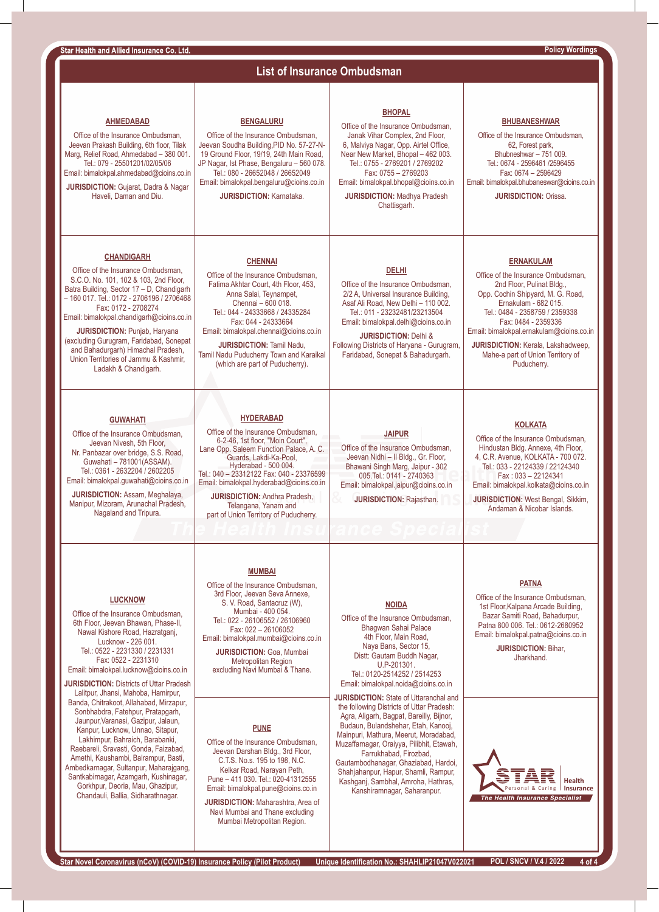# List of Insurance Ombudsman

### AHMEDABAD

Office of the Insurance Ombudsman, Jeevan Prakash Building, 6th floor, Tilak Marg, Relief Road, Ahmedabad – 380 001. Tel.: 079 - 25501201/02/05/06
Email: bimalokpal.ahmedabad@cioins.co.in

**JURISDICTION:** Gujarat, Dadra & Nagar Haveli, Daman and Diu.

### BENGALURU

Office of the Insurance Ombudsman, Jeevan Soudha Building,PID No. 57-27-N-19 Ground Floor, 19/19, 24th Main Road, JP Nagar, Ist Phase, Bengaluru – 560 078. Tel.: 080 - 26652048 / 26652049
Email: bimalokpal.bengaluru@cioins.co.in

**JURISDICTION:** Karnataka.

### BHOPAL

Office of the Insurance Ombudsman, Janak Vihar Complex, 2nd Floor, 6, Malviya Nagar, Opp. Airtel Office, Near New Market, Bhopal – 462 003. Tel.: 0755 - 2769201 / 2769202
Fax: 0755 – 2769203
Email: bimalokpal.bhopal@cioins.co.in

**JURISDICTION:** Madhya Pradesh Chattisgarh.

### BHUBANESHWAR

Office of the Insurance Ombudsman, 62, Forest park, Bhubneshwar – 751 009. Tel.: 0674 - 2596461 /2596455
Fax: 0674 – 2596429
Email: bimalokpal.bhubaneswar@cioins.co.in

**JURISDICTION:** Orissa.

### CHANDIGARH

Office of the Insurance Ombudsman, S.C.O. No. 101, 102 & 103, 2nd Floor, Batra Building, Sector 17 – D, Chandigarh – 160 017. Tel.: 0172 - 2706196 / 2706468
Fax: 0172 - 2708274
Email: bimalokpal.chandigarh@cioins.co.in

**JURISDICTION:** Punjab, Haryana (excluding Gurugram, Faridabad, Sonepat and Bahadurgarh) Himachal Pradesh, Union Territories of Jammu & Kashmir, Ladakh & Chandigarh.

### CHENNAI

Office of the Insurance Ombudsman, Fatima Akhtar Court, 4th Floor, 453, Anna Salai, Teynampet, Chennai – 600 018. Tel.: 044 - 24333668 / 24335284
Fax: 044 - 24333664
Email: bimalokpal.chennai@cioins.co.in

**JURISDICTION:** Tamil Nadu, Tamil Nadu Puducherry Town and Karaikal (which are part of Puducherry).

### DELHI

Office of the Insurance Ombudsman, 2/2 A, Universal Insurance Building, Asaf Ali Road, New Delhi – 110 002. Tel.: 011 - 23232481/23213504
Email: bimalokpal.delhi@cioins.co.in

**JURISDICTION:** Delhi & Following Districts of Haryana - Gurugram, Faridabad, Sonepat & Bahadurgarh.

### ERNAKULAM

Office of the Insurance Ombudsman, 2nd Floor, Pulinat Bldg., Opp. Cochin Shipyard, M. G. Road, Ernakulam - 682 015. Tel.: 0484 - 2358759 / 2359338
Fax: 0484 - 2359336
Email: bimalokpal.ernakulam@cioins.co.in

**JURISDICTION:** Kerala, Lakshadweep, Mahe-a part of Union Territory of Puducherry.

### GUWAHATI

Office of the Insurance Ombudsman, Jeevan Nivesh, 5th Floor, Nr. Panbazar over bridge, S.S. Road, Guwahati – 781001(ASSAM). Tel.: 0361 - 2632204 / 2602205
Email: bimalokpal.guwahati@cioins.co.in

**JURISDICTION:** Assam, Meghalaya, Manipur, Mizoram, Arunachal Pradesh, Nagaland and Tripura.

### HYDERABAD

Office of the Insurance Ombudsman, 6-2-46, 1st floor, "Moin Court", Lane Opp. Saleem Function Palace, A. C. Guards, Lakdi-Ka-Pool, Hyderabad - 500 004. Tel.: 040 – 23312122 Fax: 040 - 23376599
Email: bimalokpal.hyderabad@cioins.co.in

**JURISDICTION:** Andhra Pradesh, Telangana, Yanam and part of Union Territory of Puducherry.

### JAIPUR

Office of the Insurance Ombudsman, Jeevan Nidhi – II Bldg., Gr. Floor, Bhawani Singh Marg, Jaipur - 302 005.Tel.: 0141 - 2740363
Email: bimalokpal.jaipur@cioins.co.in

**JURISDICTION:** Rajasthan.

### KOLKATA

Office of the Insurance Ombudsman, Hindustan Bldg. Annexe, 4th Floor, 4, C.R. Avenue, KOLKATA - 700 072. Tel.: 033 - 22124339 / 22124340
Fax : 033 – 22124341
Email: bimalokpal.kolkata@cioins.co.in

**JURISDICTION:** West Bengal, Sikkim, Andaman & Nicobar Islands.

### LUCKNOW

Office of the Insurance Ombudsman, 6th Floor, Jeevan Bhawan, Phase-II, Nawal Kishore Road, Hazratganj, Lucknow - 226 001. Tel.: 0522 - 2231330 / 2231331
Fax: 0522 - 2231310
Email: bimalokpal.lucknow@cioins.co.in

**JURISDICTION:** Districts of Uttar Pradesh Lalitpur, Jhansi, Mahoba, Hamirpur, Banda, Chitrakoot, Allahabad, Mirzapur, Sonbhadra, Fatehpur, Pratapgarh, Jaunpur,Varanasi, Gazipur, Jalaun, Kanpur, Lucknow, Unnao, Sitapur, Lakhimpur, Bahraich, Barabanki, Raebareli, Sravasti, Gonda, Faizabad, Amethi, Kaushambi, Balrampur, Basti, Ambedkarnagar, Sultanpur, Maharajgang, Santkabirnagar, Azamgarh, Kushinagar, Gorkhpur, Deoria, Mau, Ghazipur, Chandauli, Ballia, Sidharathnagar.

### MUMBAI

Office of the Insurance Ombudsman, 3rd Floor, Jeevan Seva Annexe, S. V. Road, Santacruz (W), Mumbai - 400 054. Tel.: 022 - 26106552 / 26106960
Fax: 022 – 26106052
Email: bimalokpal.mumbai@cioins.co.in

**JURISDICTION:** Goa, Mumbai Metropolitan Region excluding Navi Mumbai & Thane.

### PUNE

Office of the Insurance Ombudsman, Jeevan Darshan Bldg., 3rd Floor, C.T.S. No.s. 195 to 198, N.C. Kelkar Road, Narayan Peth, Pune – 411 030. Tel.: 020-41312555
Email: bimalokpal.pune@cioins.co.in

**JURISDICTION:** Maharashtra, Area of Navi Mumbai and Thane excluding Mumbai Metropolitan Region.

### NOIDA

Office of the Insurance Ombudsman, Bhagwan Sahai Palace 4th Floor, Main Road, Naya Bans, Sector 15, Distt: Gautam Buddh Nagar, U.P-201301. Tel.: 0120-2514252 / 2514253
Email: bimalokpal.noida@cioins.co.in

**JURISDICTION:** State of Uttaranchal and the following Districts of Uttar Pradesh: Agra, Aligarh, Bagpat, Bareilly, Bijnor, Budaun, Bulandshehar, Etah, Kanooj, Mainpuri, Mathura, Meerut, Moradabad, Muzaffarnagar, Oraiyya, Pilibhit, Etawah, Farrukhabad, Firozbad, Gautambodhanagar, Ghaziabad, Hardoi, Shahjahanpur, Hapur, Shamli, Rampur, Kashganj, Sambhal, Amroha, Hathras, Kanshiramnagar, Saharanpur.

### PATNA

Office of the Insurance Ombudsman, 1st Floor,Kalpana Arcade Building, Bazar Samiti Road, Bahadurpur, Patna 800 006. Tel.: 0612-2680952
Email: bimalokpal.patna@cioins.co.in

**JURISDICTION:** Bihar, Jharkhand.